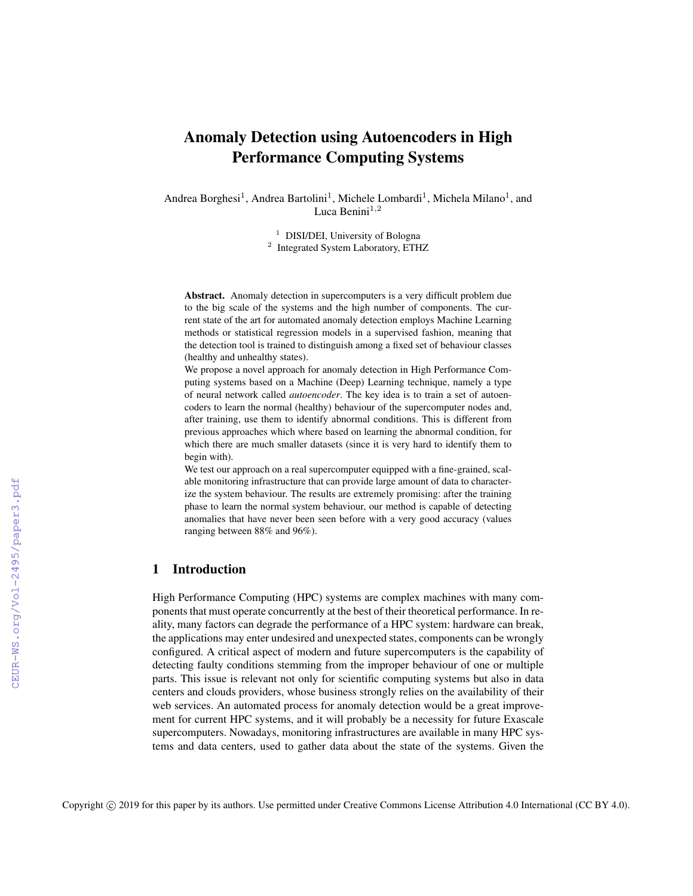# Anomaly Detection using Autoencoders in High Performance Computing Systems

Andrea Borghesi[1], Andrea Bartolini[1], Michele Lombardi[1], Michela Milano[1], and Luca Benini[1,2]

[1] DISI/DEI, University of Bologna
[2] Integrated System Laboratory, ETHZ

**Abstract.** Anomaly detection in supercomputers is a very difficult problem due to the big scale of the systems and the high number of components. The current state of the art for automated anomaly detection employs Machine Learning methods or statistical regression models in a supervised fashion, meaning that the detection tool is trained to distinguish among a fixed set of behaviour classes (healthy and unhealthy states).

We propose a novel approach for anomaly detection in High Performance Computing systems based on a Machine (Deep) Learning technique, namely a type of neural network called *autoencoder*. The key idea is to train a set of autoencoders to learn the normal (healthy) behaviour of the supercomputer nodes and, after training, use them to identify abnormal conditions. This is different from previous approaches which where based on learning the abnormal condition, for which there are much smaller datasets (since it is very hard to identify them to begin with).

We test our approach on a real supercomputer equipped with a fine-grained, scalable monitoring infrastructure that can provide large amount of data to characterize the system behaviour. The results are extremely promising: after the training phase to learn the normal system behaviour, our method is capable of detecting anomalies that have never been seen before with a very good accuracy (values ranging between 88% and 96%).

## 1 Introduction

High Performance Computing (HPC) systems are complex machines with many components that must operate concurrently at the best of their theoretical performance. In reality, many factors can degrade the performance of a HPC system: hardware can break, the applications may enter undesired and unexpected states, components can be wrongly configured. A critical aspect of modern and future supercomputers is the capability of detecting faulty conditions stemming from the improper behaviour of one or multiple parts. This issue is relevant not only for scientific computing systems but also in data centers and clouds providers, whose business strongly relies on the availability of their web services. An automated process for anomaly detection would be a great improvement for current HPC systems, and it will probably be a necessity for future Exascale supercomputers. Nowadays, monitoring infrastructures are available in many HPC systems and data centers, used to gather data about the state of the systems. Given the

Copyright © 2019 for this paper by its authors. Use permitted under Creative Commons License Attribution 4.0 International (CC BY 4.0).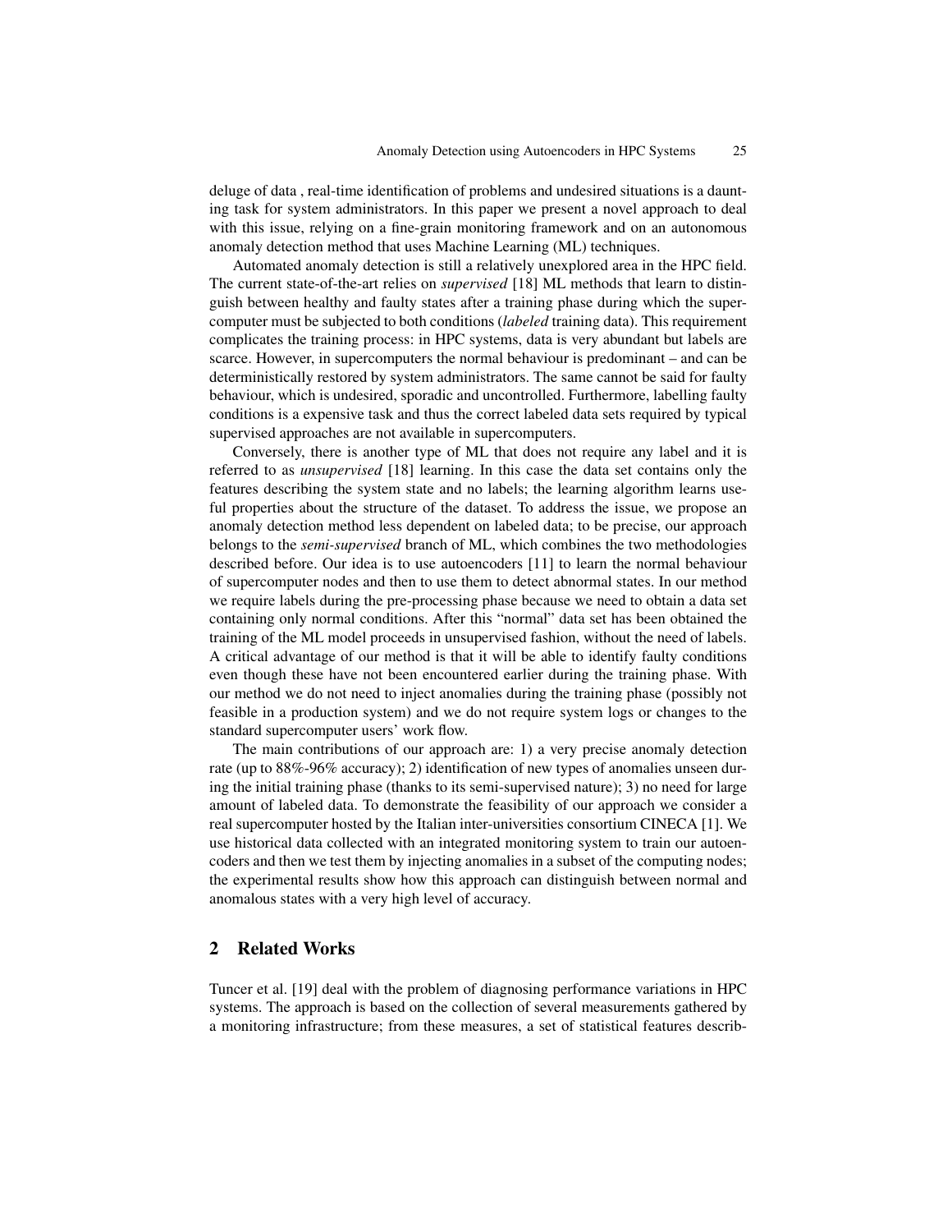deluge of data , real-time identification of problems and undesired situations is a daunting task for system administrators. In this paper we present a novel approach to deal with this issue, relying on a fine-grain monitoring framework and on an autonomous anomaly detection method that uses Machine Learning (ML) techniques.

Automated anomaly detection is still a relatively unexplored area in the HPC field. The current state-of-the-art relies on *supervised* [18] ML methods that learn to distinguish between healthy and faulty states after a training phase during which the supercomputer must be subjected to both conditions (*labeled* training data). This requirement complicates the training process: in HPC systems, data is very abundant but labels are scarce. However, in supercomputers the normal behaviour is predominant – and can be deterministically restored by system administrators. The same cannot be said for faulty behaviour, which is undesired, sporadic and uncontrolled. Furthermore, labelling faulty conditions is a expensive task and thus the correct labeled data sets required by typical supervised approaches are not available in supercomputers.

Conversely, there is another type of ML that does not require any label and it is referred to as *unsupervised* [18] learning. In this case the data set contains only the features describing the system state and no labels; the learning algorithm learns useful properties about the structure of the dataset. To address the issue, we propose an anomaly detection method less dependent on labeled data; to be precise, our approach belongs to the *semi-supervised* branch of ML, which combines the two methodologies described before. Our idea is to use autoencoders [11] to learn the normal behaviour of supercomputer nodes and then to use them to detect abnormal states. In our method we require labels during the pre-processing phase because we need to obtain a data set containing only normal conditions. After this "normal" data set has been obtained the training of the ML model proceeds in unsupervised fashion, without the need of labels. A critical advantage of our method is that it will be able to identify faulty conditions even though these have not been encountered earlier during the training phase. With our method we do not need to inject anomalies during the training phase (possibly not feasible in a production system) and we do not require system logs or changes to the standard supercomputer users' work flow.

The main contributions of our approach are: 1) a very precise anomaly detection rate (up to 88%-96% accuracy); 2) identification of new types of anomalies unseen during the initial training phase (thanks to its semi-supervised nature); 3) no need for large amount of labeled data. To demonstrate the feasibility of our approach we consider a real supercomputer hosted by the Italian inter-universities consortium CINECA [1]. We use historical data collected with an integrated monitoring system to train our autoencoders and then we test them by injecting anomalies in a subset of the computing nodes; the experimental results show how this approach can distinguish between normal and anomalous states with a very high level of accuracy.

## 2 Related Works

Tuncer et al. [19] deal with the problem of diagnosing performance variations in HPC systems. The approach is based on the collection of several measurements gathered by a monitoring infrastructure; from these measures, a set of statistical features describ-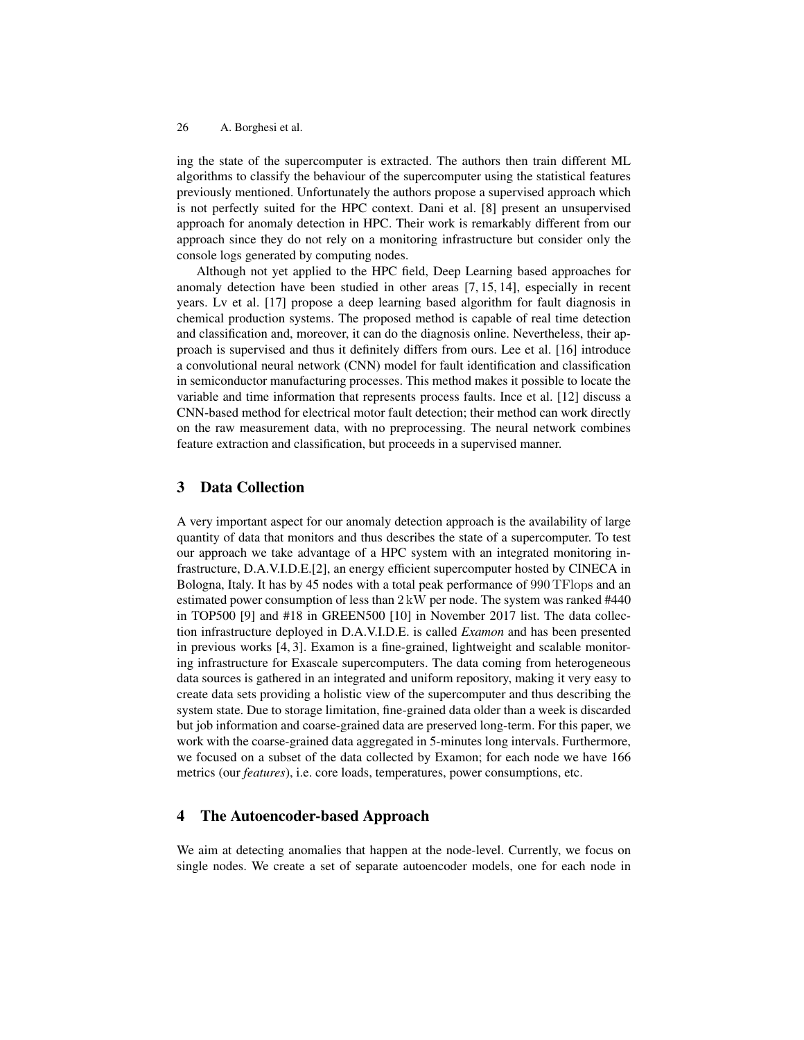ing the state of the supercomputer is extracted. The authors then train different ML algorithms to classify the behaviour of the supercomputer using the statistical features previously mentioned. Unfortunately the authors propose a supervised approach which is not perfectly suited for the HPC context. Dani et al. [8] present an unsupervised approach for anomaly detection in HPC. Their work is remarkably different from our approach since they do not rely on a monitoring infrastructure but consider only the console logs generated by computing nodes.

Although not yet applied to the HPC field, Deep Learning based approaches for anomaly detection have been studied in other areas [7, 15, 14], especially in recent years. Lv et al. [17] propose a deep learning based algorithm for fault diagnosis in chemical production systems. The proposed method is capable of real time detection and classification and, moreover, it can do the diagnosis online. Nevertheless, their approach is supervised and thus it definitely differs from ours. Lee et al. [16] introduce a convolutional neural network (CNN) model for fault identification and classification in semiconductor manufacturing processes. This method makes it possible to locate the variable and time information that represents process faults. Ince et al. [12] discuss a CNN-based method for electrical motor fault detection; their method can work directly on the raw measurement data, with no preprocessing. The neural network combines feature extraction and classification, but proceeds in a supervised manner.

## 3 Data Collection

A very important aspect for our anomaly detection approach is the availability of large quantity of data that monitors and thus describes the state of a supercomputer. To test our approach we take advantage of a HPC system with an integrated monitoring infrastructure, D.A.V.I.D.E.[2], an energy efficient supercomputer hosted by CINECA in Bologna, Italy. It has by 45 nodes with a total peak performance of $990\,\mathrm{TFlops}$ and an estimated power consumption of less than $2\,\mathrm{kW}$ per node. The system was ranked #440 in TOP500 [9] and #18 in GREEN500 [10] in November 2017 list. The data collection infrastructure deployed in D.A.V.I.D.E. is called *Examon* and has been presented in previous works [4, 3]. Examon is a fine-grained, lightweight and scalable monitoring infrastructure for Exascale supercomputers. The data coming from heterogeneous data sources is gathered in an integrated and uniform repository, making it very easy to create data sets providing a holistic view of the supercomputer and thus describing the system state. Due to storage limitation, fine-grained data older than a week is discarded but job information and coarse-grained data are preserved long-term. For this paper, we work with the coarse-grained data aggregated in 5-minutes long intervals. Furthermore, we focused on a subset of the data collected by Examon; for each node we have 166 metrics (our *features*), i.e. core loads, temperatures, power consumptions, etc.

## 4 The Autoencoder-based Approach

We aim at detecting anomalies that happen at the node-level. Currently, we focus on single nodes. We create a set of separate autoencoder models, one for each node in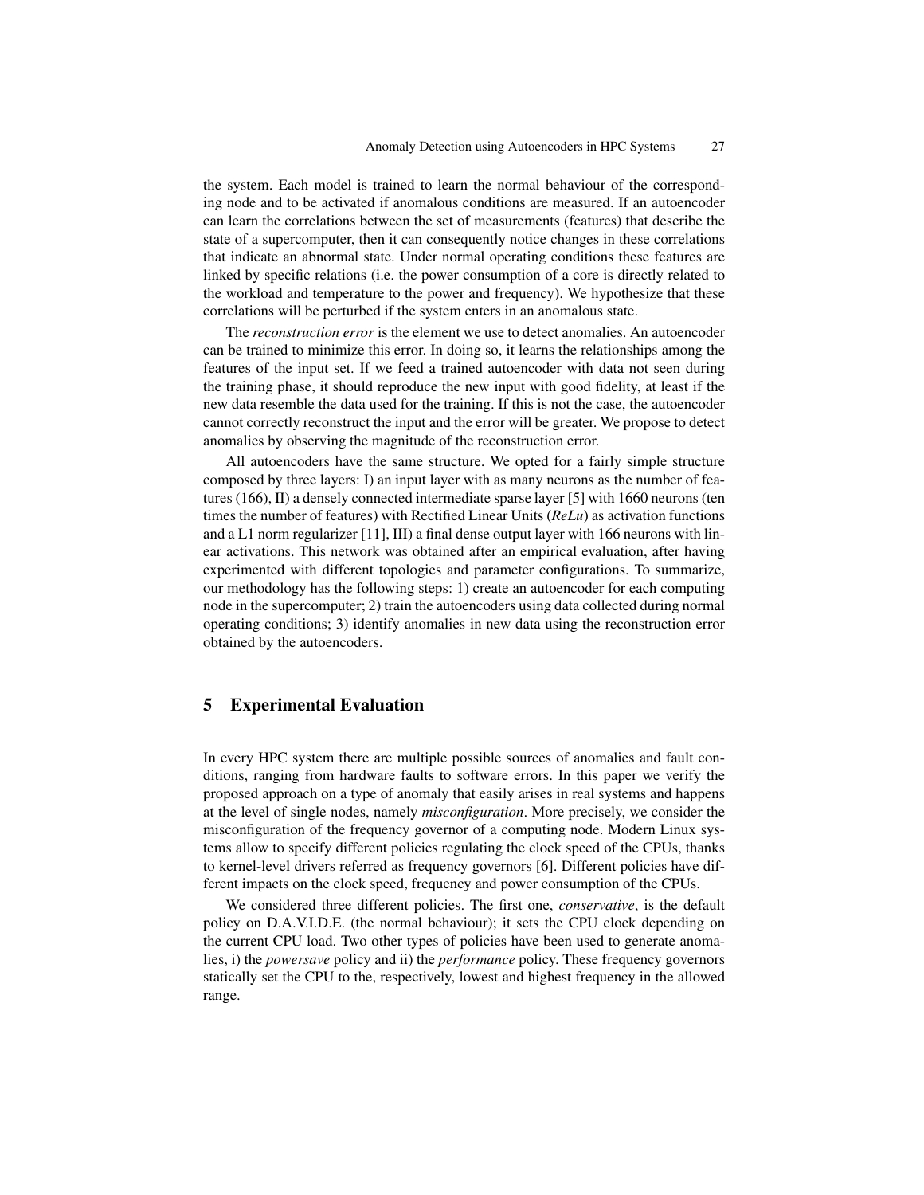the system. Each model is trained to learn the normal behaviour of the corresponding node and to be activated if anomalous conditions are measured. If an autoencoder can learn the correlations between the set of measurements (features) that describe the state of a supercomputer, then it can consequently notice changes in these correlations that indicate an abnormal state. Under normal operating conditions these features are linked by specific relations (i.e. the power consumption of a core is directly related to the workload and temperature to the power and frequency). We hypothesize that these correlations will be perturbed if the system enters in an anomalous state.

The *reconstruction error* is the element we use to detect anomalies. An autoencoder can be trained to minimize this error. In doing so, it learns the relationships among the features of the input set. If we feed a trained autoencoder with data not seen during the training phase, it should reproduce the new input with good fidelity, at least if the new data resemble the data used for the training. If this is not the case, the autoencoder cannot correctly reconstruct the input and the error will be greater. We propose to detect anomalies by observing the magnitude of the reconstruction error.

All autoencoders have the same structure. We opted for a fairly simple structure composed by three layers: I) an input layer with as many neurons as the number of features (166), II) a densely connected intermediate sparse layer [5] with 1660 neurons (ten times the number of features) with Rectified Linear Units (*ReLu*) as activation functions and a L1 norm regularizer [11], III) a final dense output layer with 166 neurons with linear activations. This network was obtained after an empirical evaluation, after having experimented with different topologies and parameter configurations. To summarize, our methodology has the following steps: 1) create an autoencoder for each computing node in the supercomputer; 2) train the autoencoders using data collected during normal operating conditions; 3) identify anomalies in new data using the reconstruction error obtained by the autoencoders.

## 5 Experimental Evaluation

In every HPC system there are multiple possible sources of anomalies and fault conditions, ranging from hardware faults to software errors. In this paper we verify the proposed approach on a type of anomaly that easily arises in real systems and happens at the level of single nodes, namely *misconfiguration*. More precisely, we consider the misconfiguration of the frequency governor of a computing node. Modern Linux systems allow to specify different policies regulating the clock speed of the CPUs, thanks to kernel-level drivers referred as frequency governors [6]. Different policies have different impacts on the clock speed, frequency and power consumption of the CPUs.

We considered three different policies. The first one, *conservative*, is the default policy on D.A.V.I.D.E. (the normal behaviour); it sets the CPU clock depending on the current CPU load. Two other types of policies have been used to generate anomalies, i) the *powersave* policy and ii) the *performance* policy. These frequency governors statically set the CPU to the, respectively, lowest and highest frequency in the allowed range.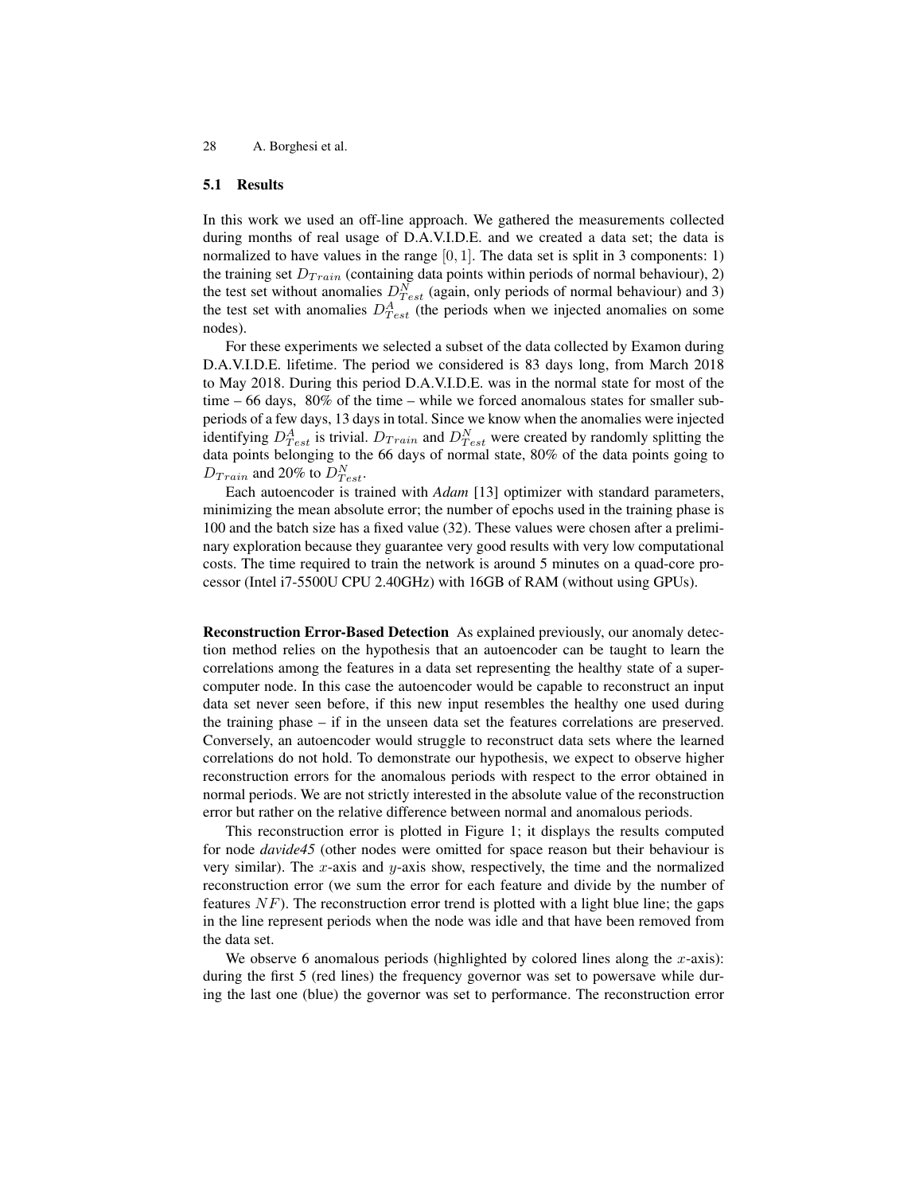### 5.1 Results

In this work we used an off-line approach. We gathered the measurements collected during months of real usage of D.A.V.I.D.E. and we created a data set; the data is normalized to have values in the range $[0, 1]$. The data set is split in 3 components: 1) the training set $D_{Train}$ (containing data points within periods of normal behaviour), 2) the test set without anomalies $D^N_{Test}$ (again, only periods of normal behaviour) and 3) the test set with anomalies $D^A_{Test}$ (the periods when we injected anomalies on some nodes).

For these experiments we selected a subset of the data collected by Examon during D.A.V.I.D.E. lifetime. The period we considered is 83 days long, from March 2018 to May 2018. During this period D.A.V.I.D.E. was in the normal state for most of the time – 66 days, 80% of the time – while we forced anomalous states for smaller sub-periods of a few days, 13 days in total. Since we know when the anomalies were injected identifying $D^A_{Test}$ is trivial. $D_{Train}$ and $D^N_{Test}$ were created by randomly splitting the data points belonging to the 66 days of normal state, 80% of the data points going to $D_{Train}$ and 20% to $D^N_{Test}$.

Each autoencoder is trained with *Adam* [13] optimizer with standard parameters, minimizing the mean absolute error; the number of epochs used in the training phase is 100 and the batch size has a fixed value (32). These values were chosen after a preliminary exploration because they guarantee very good results with very low computational costs. The time required to train the network is around 5 minutes on a quad-core processor (Intel i7-5500U CPU 2.40GHz) with 16GB of RAM (without using GPUs).

**Reconstruction Error-Based Detection** As explained previously, our anomaly detection method relies on the hypothesis that an autoencoder can be taught to learn the correlations among the features in a data set representing the healthy state of a supercomputer node. In this case the autoencoder would be capable to reconstruct an input data set never seen before, if this new input resembles the healthy one used during the training phase – if in the unseen data set the features correlations are preserved. Conversely, an autoencoder would struggle to reconstruct data sets where the learned correlations do not hold. To demonstrate our hypothesis, we expect to observe higher reconstruction errors for the anomalous periods with respect to the error obtained in normal periods. We are not strictly interested in the absolute value of the reconstruction error but rather on the relative difference between normal and anomalous periods.

This reconstruction error is plotted in Figure 1; it displays the results computed for node *davide45* (other nodes were omitted for space reason but their behaviour is very similar). The $x$-axis and $y$-axis show, respectively, the time and the normalized reconstruction error (we sum the error for each feature and divide by the number of features $NF$). The reconstruction error trend is plotted with a light blue line; the gaps in the line represent periods when the node was idle and that have been removed from the data set.

We observe 6 anomalous periods (highlighted by colored lines along the $x$-axis): during the first 5 (red lines) the frequency governor was set to powersave while during the last one (blue) the governor was set to performance. The reconstruction error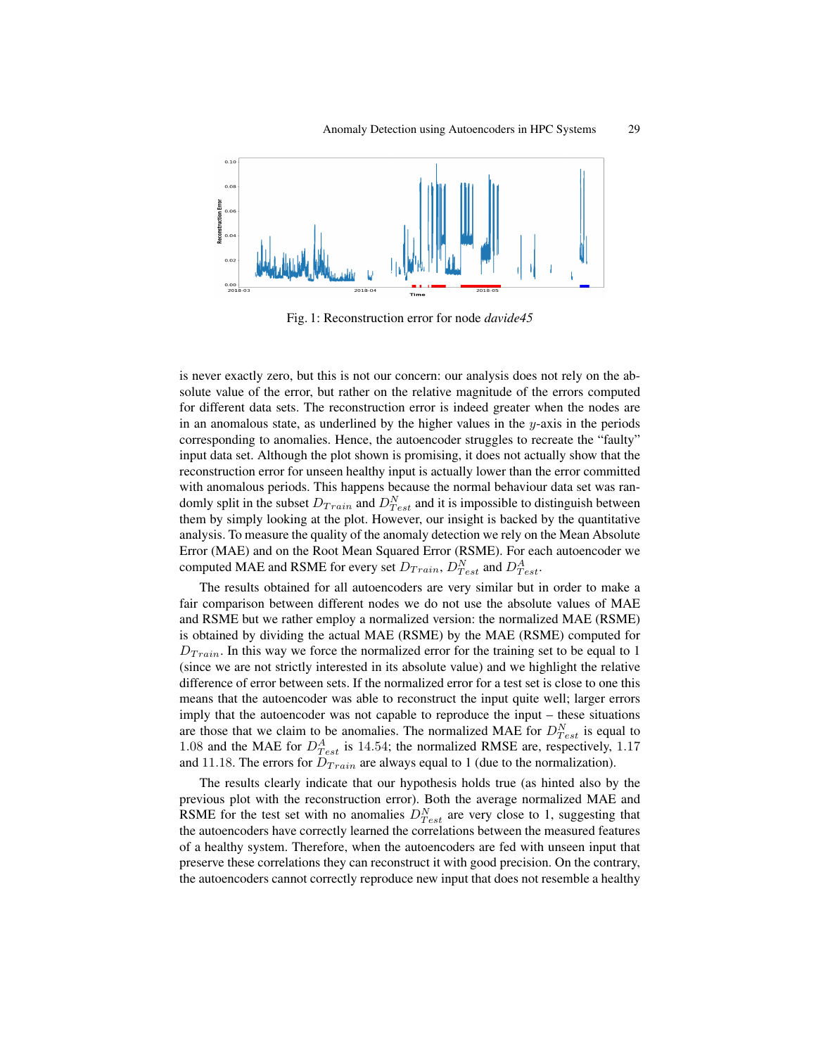Fig. 1: Reconstruction error for node *davide45*

is never exactly zero, but this is not our concern: our analysis does not rely on the absolute value of the error, but rather on the relative magnitude of the errors computed for different data sets. The reconstruction error is indeed greater when the nodes are in an anomalous state, as underlined by the higher values in the $y$-axis in the periods corresponding to anomalies. Hence, the autoencoder struggles to recreate the "faulty" input data set. Although the plot shown is promising, it does not actually show that the reconstruction error for unseen healthy input is actually lower than the error committed with anomalous periods. This happens because the normal behaviour data set was randomly split in the subset $D_{Train}$ and $D^N_{Test}$ and it is impossible to distinguish between them by simply looking at the plot. However, our insight is backed by the quantitative analysis. To measure the quality of the anomaly detection we rely on the Mean Absolute Error (MAE) and on the Root Mean Squared Error (RSME). For each autoencoder we computed MAE and RSME for every set $D_{Train}$, $D^N_{Test}$ and $D^A_{Test}$.

The results obtained for all autoencoders are very similar but in order to make a fair comparison between different nodes we do not use the absolute values of MAE and RSME but we rather employ a normalized version: the normalized MAE (RSME) is obtained by dividing the actual MAE (RSME) by the MAE (RSME) computed for $D_{Train}$. In this way we force the normalized error for the training set to be equal to 1 (since we are not strictly interested in its absolute value) and we highlight the relative difference of error between sets. If the normalized error for a test set is close to one this means that the autoencoder was able to reconstruct the input quite well; larger errors imply that the autoencoder was not capable to reproduce the input – these situations are those that we claim to be anomalies. The normalized MAE for $D^N_{Test}$ is equal to $1.08$ and the MAE for $D^A_{Test}$ is $14.54$; the normalized RMSE are, respectively, $1.17$ and $11.18$. The errors for $D_{Train}$ are always equal to $1$ (due to the normalization).

The results clearly indicate that our hypothesis holds true (as hinted also by the previous plot with the reconstruction error). Both the average normalized MAE and RSME for the test set with no anomalies $D^N_{Test}$ are very close to 1, suggesting that the autoencoders have correctly learned the correlations between the measured features of a healthy system. Therefore, when the autoencoders are fed with unseen input that preserve these correlations they can reconstruct it with good precision. On the contrary, the autoencoders cannot correctly reproduce new input that does not resemble a healthy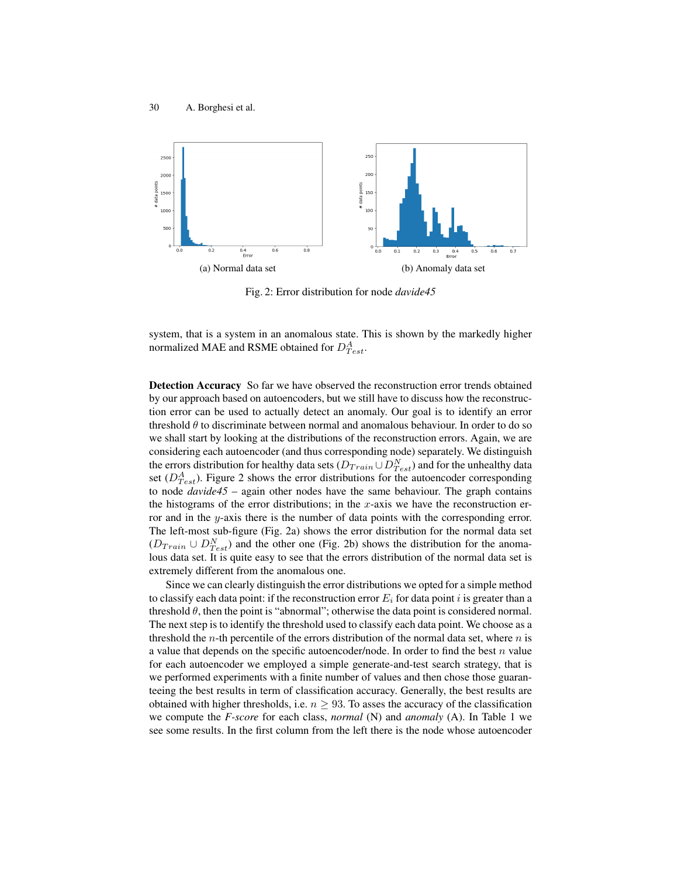(a) Normal data set

(b) Anomaly data set

Fig. 2: Error distribution for node *davide45*

system, that is a system in an anomalous state. This is shown by the markedly higher normalized MAE and RSME obtained for $D^A_{Test}$.

**Detection Accuracy** So far we have observed the reconstruction error trends obtained by our approach based on autoencoders, but we still have to discuss how the reconstruction error can be used to actually detect an anomaly. Our goal is to identify an error threshold $\theta$ to discriminate between normal and anomalous behaviour. In order to do so we shall start by looking at the distributions of the reconstruction errors. Again, we are considering each autoencoder (and thus corresponding node) separately. We distinguish the errors distribution for healthy data sets ($D_{Train} \cup D^N_{Test}$) and for the unhealthy data set ($D^A_{Test}$). Figure 2 shows the error distributions for the autoencoder corresponding to node *davide45* – again other nodes have the same behaviour. The graph contains the histograms of the error distributions; in the $x$-axis we have the reconstruction error and in the $y$-axis there is the number of data points with the corresponding error. The left-most sub-figure (Fig. 2a) shows the error distribution for the normal data set ($D_{Train} \cup D^N_{Test}$) and the other one (Fig. 2b) shows the distribution for the anomalous data set. It is quite easy to see that the errors distribution of the normal data set is extremely different from the anomalous one.

Since we can clearly distinguish the error distributions we opted for a simple method to classify each data point: if the reconstruction error $E_i$ for data point $i$ is greater than a threshold $\theta$, then the point is "abnormal"; otherwise the data point is considered normal. The next step is to identify the threshold used to classify each data point. We choose as a threshold the $n$-th percentile of the errors distribution of the normal data set, where $n$ is a value that depends on the specific autoencoder/node. In order to find the best $n$ value for each autoencoder we employed a simple generate-and-test search strategy, that is we performed experiments with a finite number of values and then chose those guaranteeing the best results in term of classification accuracy. Generally, the best results are obtained with higher thresholds, i.e. $n \geq 93$. To asses the accuracy of the classification we compute the *F-score* for each class, *normal* (N) and *anomaly* (A). In Table 1 we see some results. In the first column from the left there is the node whose autoencoder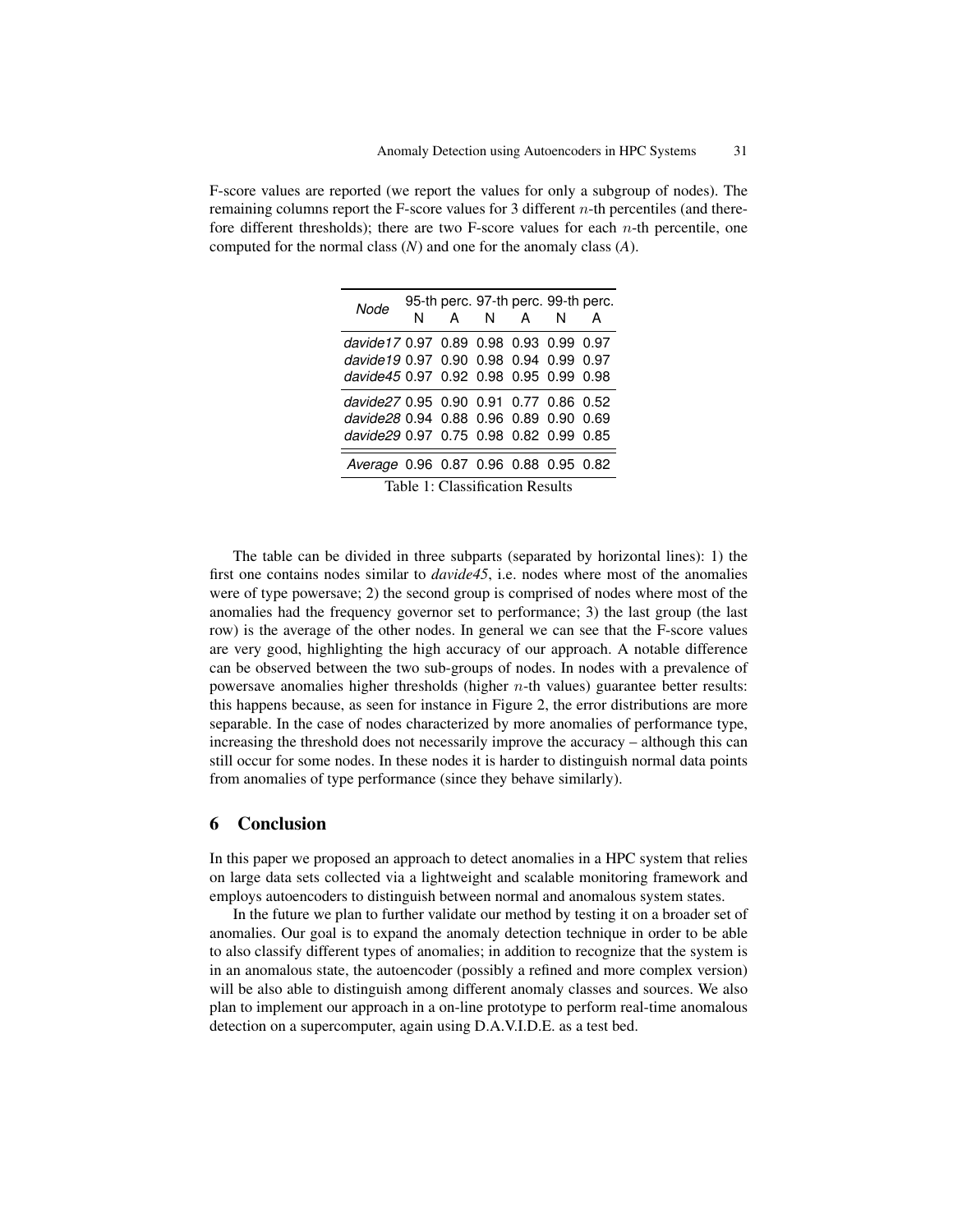F-score values are reported (we report the values for only a subgroup of nodes). The remaining columns report the F-score values for 3 different $n$-th percentiles (and therefore different thresholds); there are two F-score values for each $n$-th percentile, one computed for the normal class (*N*) and one for the anomaly class (*A*).

| *Node* | 95-th perc. | | 97-th perc. | | 99-th perc. | |
|---|---|---|---|---|---|---|
| | N | A | N | A | N | A |
| *davide17* | 0.97 | 0.89 | 0.98 | 0.93 | 0.99 | 0.97 |
| *davide19* | 0.97 | 0.90 | 0.98 | 0.94 | 0.99 | 0.97 |
| *davide45* | 0.97 | 0.92 | 0.98 | 0.95 | 0.99 | 0.98 |
| *davide27* | 0.95 | 0.90 | 0.91 | 0.77 | 0.86 | 0.52 |
| *davide28* | 0.94 | 0.88 | 0.96 | 0.89 | 0.90 | 0.69 |
| *davide29* | 0.97 | 0.75 | 0.98 | 0.82 | 0.99 | 0.85 |
| *Average* | 0.96 | 0.87 | 0.96 | 0.88 | 0.95 | 0.82 |

Table 1: Classification Results

The table can be divided in three subparts (separated by horizontal lines): 1) the first one contains nodes similar to *davide45*, i.e. nodes where most of the anomalies were of type powersave; 2) the second group is comprised of nodes where most of the anomalies had the frequency governor set to performance; 3) the last group (the last row) is the average of the other nodes. In general we can see that the F-score values are very good, highlighting the high accuracy of our approach. A notable difference can be observed between the two sub-groups of nodes. In nodes with a prevalence of powersave anomalies higher thresholds (higher $n$-th values) guarantee better results: this happens because, as seen for instance in Figure 2, the error distributions are more separable. In the case of nodes characterized by more anomalies of performance type, increasing the threshold does not necessarily improve the accuracy – although this can still occur for some nodes. In these nodes it is harder to distinguish normal data points from anomalies of type performance (since they behave similarly).

## 6 Conclusion

In this paper we proposed an approach to detect anomalies in a HPC system that relies on large data sets collected via a lightweight and scalable monitoring framework and employs autoencoders to distinguish between normal and anomalous system states.

In the future we plan to further validate our method by testing it on a broader set of anomalies. Our goal is to expand the anomaly detection technique in order to be able to also classify different types of anomalies; in addition to recognize that the system is in an anomalous state, the autoencoder (possibly a refined and more complex version) will be also able to distinguish among different anomaly classes and sources. We also plan to implement our approach in a on-line prototype to perform real-time anomalous detection on a supercomputer, again using D.A.V.I.D.E. as a test bed.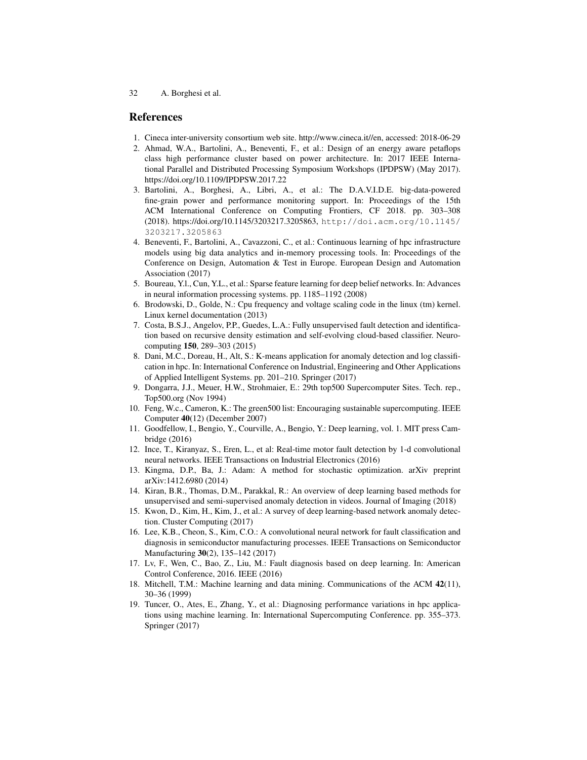## References

1. Cineca inter-university consortium web site. http://www.cineca.it//en, accessed: 2018-06-29
2. Ahmad, W.A., Bartolini, A., Beneventi, F., et al.: Design of an energy aware petaflops class high performance cluster based on power architecture. In: 2017 IEEE International Parallel and Distributed Processing Symposium Workshops (IPDPSW) (May 2017). https://doi.org/10.1109/IPDPSW.2017.22
3. Bartolini, A., Borghesi, A., Libri, A., et al.: The D.A.V.I.D.E. big-data-powered fine-grain power and performance monitoring support. In: Proceedings of the 15th ACM International Conference on Computing Frontiers, CF 2018. pp. 303–308 (2018). https://doi.org/10.1145/3203217.3205863, http://doi.acm.org/10.1145/3203217.3205863
4. Beneventi, F., Bartolini, A., Cavazzoni, C., et al.: Continuous learning of hpc infrastructure models using big data analytics and in-memory processing tools. In: Proceedings of the Conference on Design, Automation & Test in Europe. European Design and Automation Association (2017)
5. Boureau, Y.l., Cun, Y.L., et al.: Sparse feature learning for deep belief networks. In: Advances in neural information processing systems. pp. 1185–1192 (2008)
6. Brodowski, D., Golde, N.: Cpu frequency and voltage scaling code in the linux (tm) kernel. Linux kernel documentation (2013)
7. Costa, B.S.J., Angelov, P.P., Guedes, L.A.: Fully unsupervised fault detection and identification based on recursive density estimation and self-evolving cloud-based classifier. Neurocomputing **150**, 289–303 (2015)
8. Dani, M.C., Doreau, H., Alt, S.: K-means application for anomaly detection and log classification in hpc. In: International Conference on Industrial, Engineering and Other Applications of Applied Intelligent Systems. pp. 201–210. Springer (2017)
9. Dongarra, J.J., Meuer, H.W., Strohmaier, E.: 29th top500 Supercomputer Sites. Tech. rep., Top500.org (Nov 1994)
10. Feng, W.c., Cameron, K.: The green500 list: Encouraging sustainable supercomputing. IEEE Computer **40**(12) (December 2007)
11. Goodfellow, I., Bengio, Y., Courville, A., Bengio, Y.: Deep learning, vol. 1. MIT press Cambridge (2016)
12. Ince, T., Kiranyaz, S., Eren, L., et al: Real-time motor fault detection by 1-d convolutional neural networks. IEEE Transactions on Industrial Electronics (2016)
13. Kingma, D.P., Ba, J.: Adam: A method for stochastic optimization. arXiv preprint arXiv:1412.6980 (2014)
14. Kiran, B.R., Thomas, D.M., Parakkal, R.: An overview of deep learning based methods for unsupervised and semi-supervised anomaly detection in videos. Journal of Imaging (2018)
15. Kwon, D., Kim, H., Kim, J., et al.: A survey of deep learning-based network anomaly detection. Cluster Computing (2017)
16. Lee, K.B., Cheon, S., Kim, C.O.: A convolutional neural network for fault classification and diagnosis in semiconductor manufacturing processes. IEEE Transactions on Semiconductor Manufacturing **30**(2), 135–142 (2017)
17. Lv, F., Wen, C., Bao, Z., Liu, M.: Fault diagnosis based on deep learning. In: American Control Conference, 2016. IEEE (2016)
18. Mitchell, T.M.: Machine learning and data mining. Communications of the ACM **42**(11), 30–36 (1999)
19. Tuncer, O., Ates, E., Zhang, Y., et al.: Diagnosing performance variations in hpc applications using machine learning. In: International Supercomputing Conference. pp. 355–373. Springer (2017)